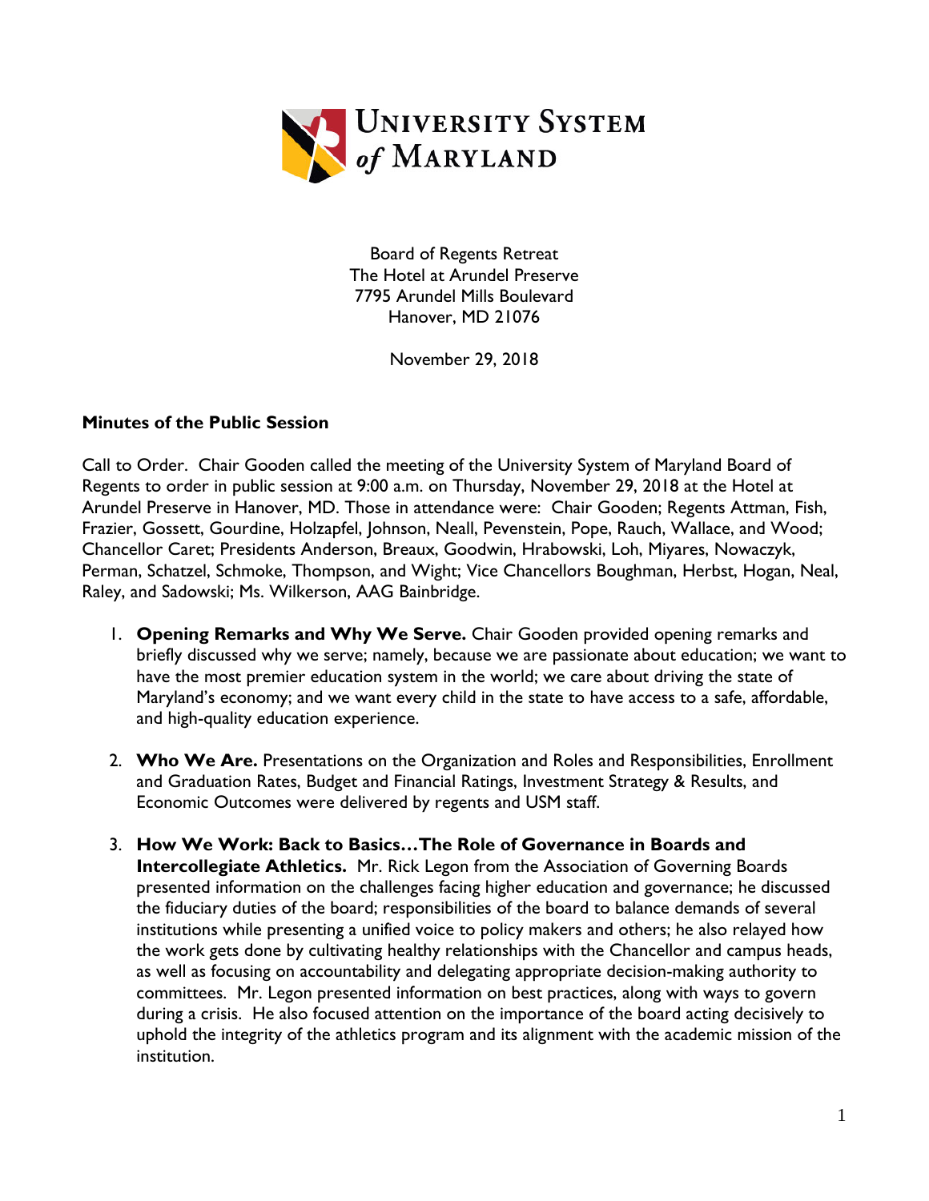University System of Maryland

Board of Regents Retreat
The Hotel at Arundel Preserve
7795 Arundel Mills Boulevard
Hanover, MD 21076

November 29, 2018

**Minutes of the Public Session**

Call to Order. Chair Gooden called the meeting of the University System of Maryland Board of Regents to order in public session at 9:00 a.m. on Thursday, November 29, 2018 at the Hotel at Arundel Preserve in Hanover, MD. Those in attendance were: Chair Gooden; Regents Attman, Fish, Frazier, Gossett, Gourdine, Holzapfel, Johnson, Neall, Pevenstein, Pope, Rauch, Wallace, and Wood; Chancellor Caret; Presidents Anderson, Breaux, Goodwin, Hrabowski, Loh, Miyares, Nowaczyk, Perman, Schatzel, Schmoke, Thompson, and Wight; Vice Chancellors Boughman, Herbst, Hogan, Neal, Raley, and Sadowski; Ms. Wilkerson, AAG Bainbridge.

1. **Opening Remarks and Why We Serve.** Chair Gooden provided opening remarks and briefly discussed why we serve; namely, because we are passionate about education; we want to have the most premier education system in the world; we care about driving the state of Maryland's economy; and we want every child in the state to have access to a safe, affordable, and high-quality education experience.

2. **Who We Are.** Presentations on the Organization and Roles and Responsibilities, Enrollment and Graduation Rates, Budget and Financial Ratings, Investment Strategy & Results, and Economic Outcomes were delivered by regents and USM staff.

3. **How We Work: Back to Basics…The Role of Governance in Boards and Intercollegiate Athletics.** Mr. Rick Legon from the Association of Governing Boards presented information on the challenges facing higher education and governance; he discussed the fiduciary duties of the board; responsibilities of the board to balance demands of several institutions while presenting a unified voice to policy makers and others; he also relayed how the work gets done by cultivating healthy relationships with the Chancellor and campus heads, as well as focusing on accountability and delegating appropriate decision-making authority to committees. Mr. Legon presented information on best practices, along with ways to govern during a crisis. He also focused attention on the importance of the board acting decisively to uphold the integrity of the athletics program and its alignment with the academic mission of the institution.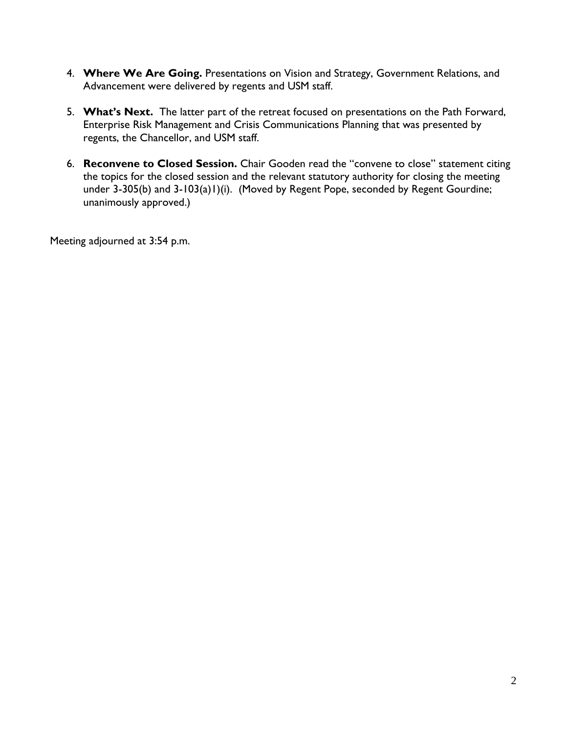4. **Where We Are Going.** Presentations on Vision and Strategy, Government Relations, and Advancement were delivered by regents and USM staff.

5. **What's Next.** The latter part of the retreat focused on presentations on the Path Forward, Enterprise Risk Management and Crisis Communications Planning that was presented by regents, the Chancellor, and USM staff.

6. **Reconvene to Closed Session.** Chair Gooden read the "convene to close" statement citing the topics for the closed session and the relevant statutory authority for closing the meeting under 3-305(b) and 3-103(a)1)(i). (Moved by Regent Pope, seconded by Regent Gourdine; unanimously approved.)

Meeting adjourned at 3:54 p.m.